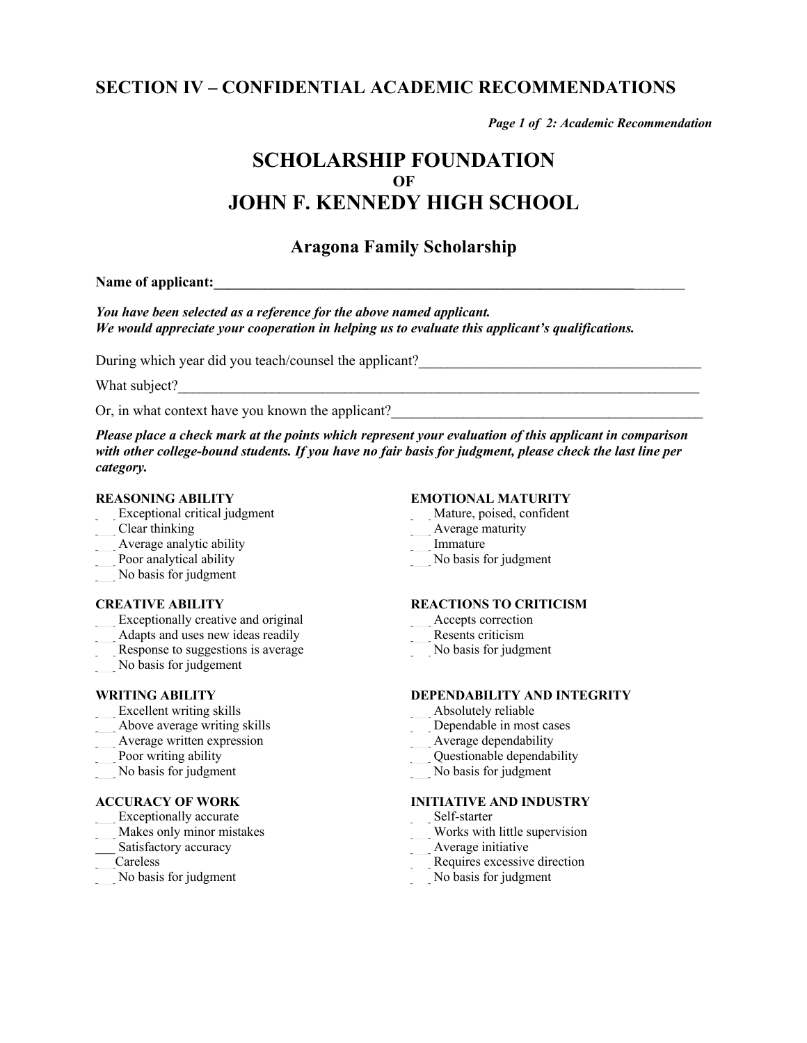## SECTION IV – CONFIDENTIAL ACADEMIC RECOMMENDATIONS

*Page 1 of 2: Academic Recommendation*

# SCHOLARSHIP FOUNDATION
### OF
# JOHN F. KENNEDY HIGH SCHOOL

## Aragona Family Scholarship

**Name of applicant:**_______________________________________________________________

***You have been selected as a reference for the above named applicant.***
***We would appreciate your cooperation in helping us to evaluate this applicant's qualifications.***

During which year did you teach/counsel the applicant?_______________________________________

What subject?_________________________________________________________________________

Or, in what context have you known the applicant?___________________________________________

***Please place a check mark at the points which represent your evaluation of this applicant in comparison with other college-bound students. If you have no fair basis for judgment, please check the last line per category.***

**REASONING ABILITY**
___ Exceptional critical judgment
___ Clear thinking
___ Average analytic ability
___ Poor analytical ability
___ No basis for judgment

**CREATIVE ABILITY**
___ Exceptionally creative and original
___ Adapts and uses new ideas readily
___ Response to suggestions is average
___ No basis for judgement

**WRITING ABILITY**
___ Excellent writing skills
___ Above average writing skills
___ Average written expression
___ Poor writing ability
___ No basis for judgment

**ACCURACY OF WORK**
___ Exceptionally accurate
___ Makes only minor mistakes
___ Satisfactory accuracy
___Careless
___ No basis for judgment

**EMOTIONAL MATURITY**
___ Mature, poised, confident
___ Average maturity
___ Immature
___ No basis for judgment

**REACTIONS TO CRITICISM**
___ Accepts correction
___ Resents criticism
___ No basis for judgment

**DEPENDABILITY AND INTEGRITY**
___ Absolutely reliable
___ Dependable in most cases
___ Average dependability
___ Questionable dependability
___ No basis for judgment

**INITIATIVE AND INDUSTRY**
___ Self-starter
___ Works with little supervision
___ Average initiative
___ Requires excessive direction
___ No basis for judgment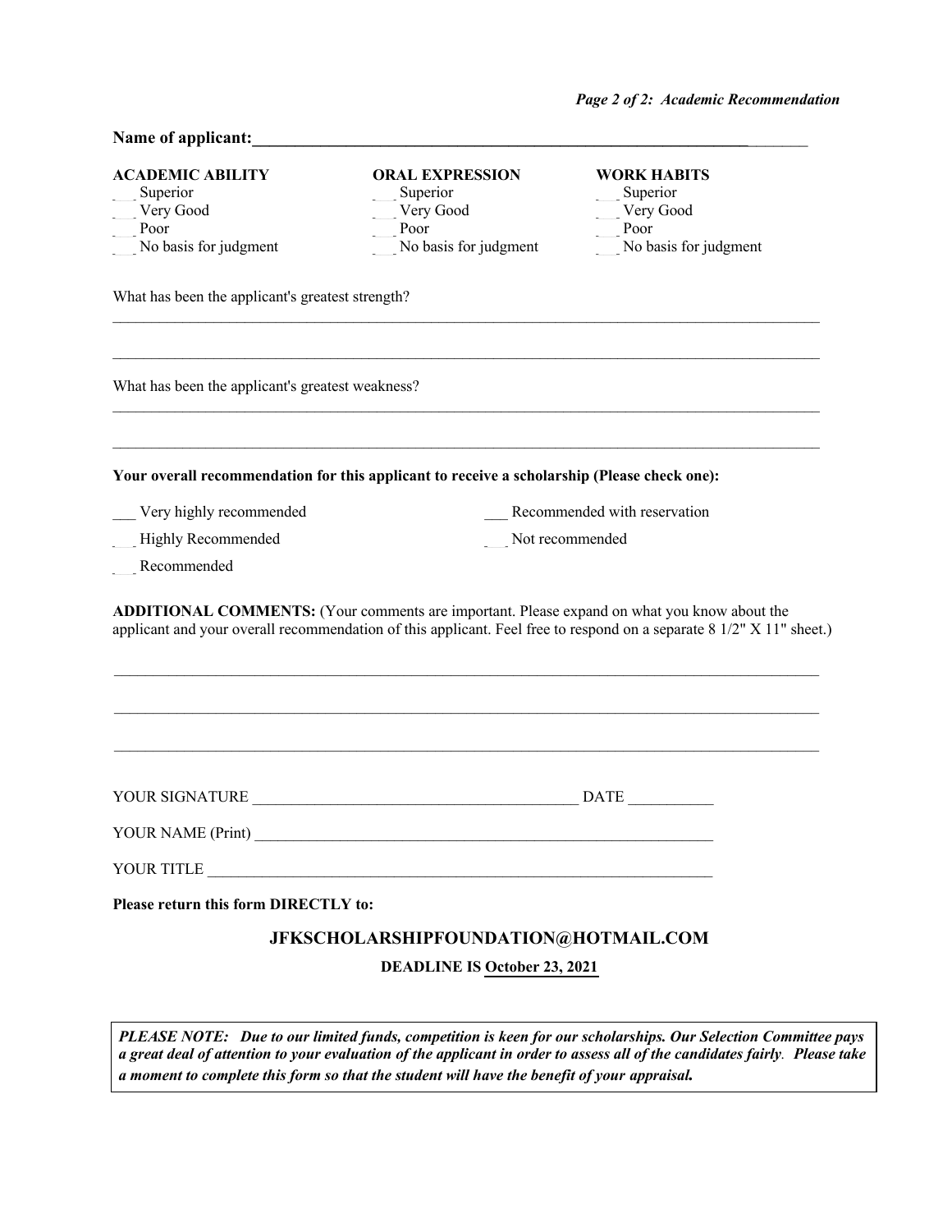Name of applicant:\_\_\_\_\_\_\_\_\_\_\_\_\_\_\_\_\_\_\_\_\_\_\_\_\_\_\_\_\_\_\_\_\_\_\_\_\_\_\_\_\_\_\_\_\_\_\_\_\_\_\_\_\_\_\_\_\_\_\_\_\_\_

| ACADEMIC ABILITY | ORAL EXPRESSION | WORK HABITS |
|---|---|---|
| ___ Superior | ___ Superior | ___ Superior |
| ___ Very Good | ___ Very Good | ___ Very Good |
| ___ Poor | ___ Poor | ___ Poor |
| ___ No basis for judgment | ___ No basis for judgment | ___ No basis for judgment |

What has been the applicant's greatest strength?

\_\_\_\_\_\_\_\_\_\_\_\_\_\_\_\_\_\_\_\_\_\_\_\_\_\_\_\_\_\_\_\_\_\_\_\_\_\_\_\_\_\_\_\_\_\_\_\_\_\_\_\_\_\_\_\_\_\_\_\_\_\_\_\_\_\_\_\_\_\_\_\_\_\_\_\_\_\_

\_\_\_\_\_\_\_\_\_\_\_\_\_\_\_\_\_\_\_\_\_\_\_\_\_\_\_\_\_\_\_\_\_\_\_\_\_\_\_\_\_\_\_\_\_\_\_\_\_\_\_\_\_\_\_\_\_\_\_\_\_\_\_\_\_\_\_\_\_\_\_\_\_\_\_\_\_\_

What has been the applicant's greatest weakness?

\_\_\_\_\_\_\_\_\_\_\_\_\_\_\_\_\_\_\_\_\_\_\_\_\_\_\_\_\_\_\_\_\_\_\_\_\_\_\_\_\_\_\_\_\_\_\_\_\_\_\_\_\_\_\_\_\_\_\_\_\_\_\_\_\_\_\_\_\_\_\_\_\_\_\_\_\_\_

\_\_\_\_\_\_\_\_\_\_\_\_\_\_\_\_\_\_\_\_\_\_\_\_\_\_\_\_\_\_\_\_\_\_\_\_\_\_\_\_\_\_\_\_\_\_\_\_\_\_\_\_\_\_\_\_\_\_\_\_\_\_\_\_\_\_\_\_\_\_\_\_\_\_\_\_\_\_

**Your overall recommendation for this applicant to receive a scholarship (Please check one):**

___ Very highly recommended

___ Highly Recommended

___ Recommended

___ Recommended with reservation

___ Not recommended

**ADDITIONAL COMMENTS:** (Your comments are important. Please expand on what you know about the applicant and your overall recommendation of this applicant. Feel free to respond on a separate 8 1/2" X 11" sheet.)

\_\_\_\_\_\_\_\_\_\_\_\_\_\_\_\_\_\_\_\_\_\_\_\_\_\_\_\_\_\_\_\_\_\_\_\_\_\_\_\_\_\_\_\_\_\_\_\_\_\_\_\_\_\_\_\_\_\_\_\_\_\_\_\_\_\_\_\_\_\_\_\_\_\_\_\_\_\_

\_\_\_\_\_\_\_\_\_\_\_\_\_\_\_\_\_\_\_\_\_\_\_\_\_\_\_\_\_\_\_\_\_\_\_\_\_\_\_\_\_\_\_\_\_\_\_\_\_\_\_\_\_\_\_\_\_\_\_\_\_\_\_\_\_\_\_\_\_\_\_\_\_\_\_\_\_\_

\_\_\_\_\_\_\_\_\_\_\_\_\_\_\_\_\_\_\_\_\_\_\_\_\_\_\_\_\_\_\_\_\_\_\_\_\_\_\_\_\_\_\_\_\_\_\_\_\_\_\_\_\_\_\_\_\_\_\_\_\_\_\_\_\_\_\_\_\_\_\_\_\_\_\_\_\_\_

YOUR SIGNATURE \_\_\_\_\_\_\_\_\_\_\_\_\_\_\_\_\_\_\_\_\_\_\_\_\_\_\_\_\_\_\_\_\_\_\_\_\_\_\_\_ DATE \_\_\_\_\_\_\_\_\_\_\_

YOUR NAME (Print) \_\_\_\_\_\_\_\_\_\_\_\_\_\_\_\_\_\_\_\_\_\_\_\_\_\_\_\_\_\_\_\_\_\_\_\_\_\_\_\_\_\_\_\_\_\_\_\_\_\_\_\_\_\_\_\_\_\_\_\_\_\_

YOUR TITLE \_\_\_\_\_\_\_\_\_\_\_\_\_\_\_\_\_\_\_\_\_\_\_\_\_\_\_\_\_\_\_\_\_\_\_\_\_\_\_\_\_\_\_\_\_\_\_\_\_\_\_\_\_\_\_\_\_\_\_\_\_\_\_\_\_\_\_

**Please return this form DIRECTLY to:**

**JFKSCHOLARSHIPFOUNDATION@HOTMAIL.COM**

**DEADLINE IS October 23, 2021**

***PLEASE NOTE: Due to our limited funds, competition is keen for our scholarships. Our Selection Committee pays a great deal of attention to your evaluation of the applicant in order to assess all of the candidates fairly. Please take a moment to complete this form so that the student will have the benefit of your appraisal.***